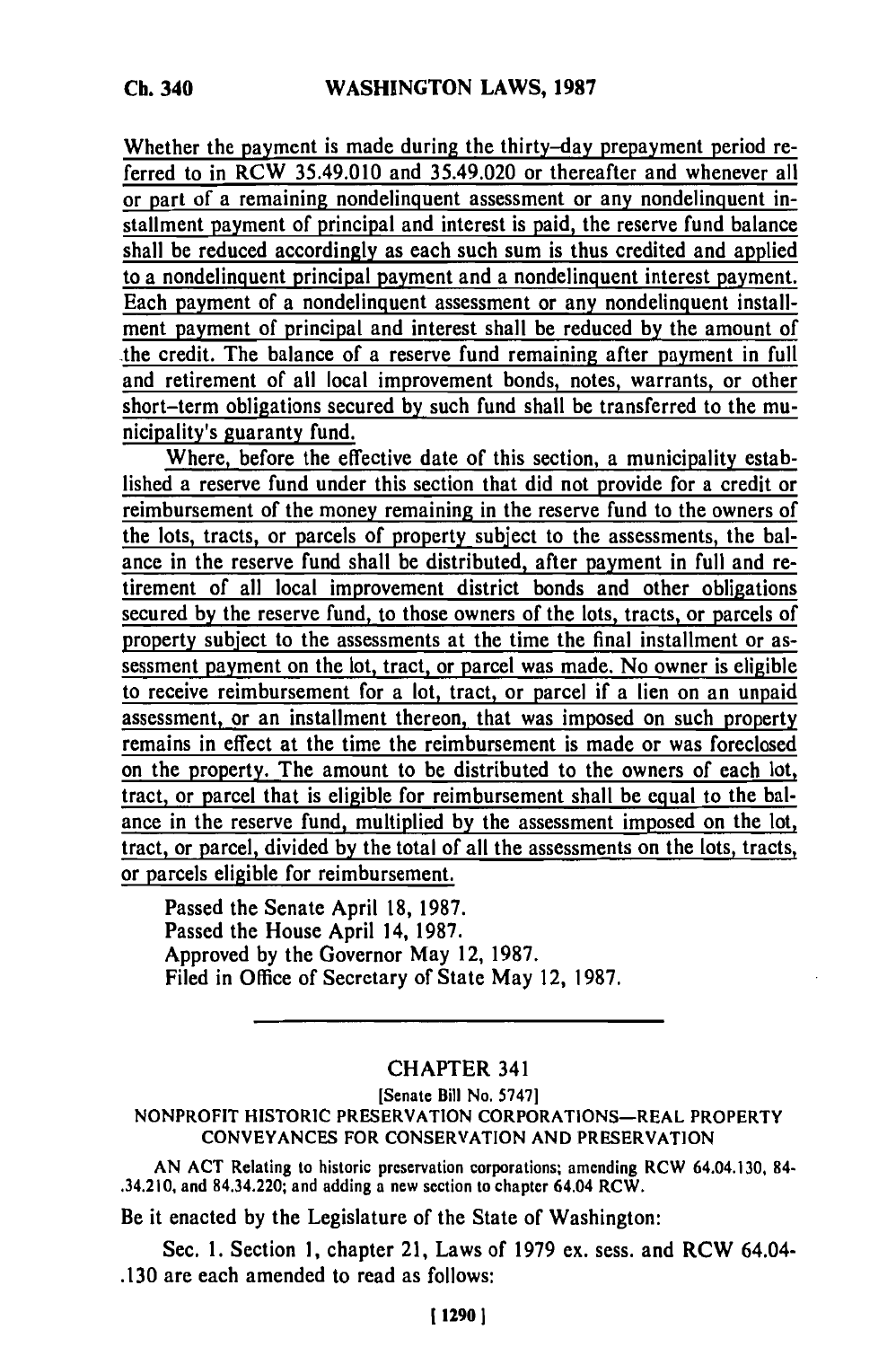Whether the payment is made during the thirty-day prepayment period referred to in RCW 35.49.010 and 35.49.020 or thereafter and whenever all or part of a remaining nondelinquent assessment or any nondelinquent installment payment of principal and interest is paid, the reserve fund balance shall be reduced accordingly as each such sum is thus credited and applied to a nondelinquent principal payment and a nondelinquent interest payment. Each payment of a nondelinquent assessment or any nondelinquent installment payment of principal and interest shall be reduced by the amount of the credit. The balance of a reserve fund remaining after payment in full and retirement of all local improvement bonds, notes, warrants, or other short-term obligations secured by such fund shall be transferred to the municipality's guaranty fund.

Where, before the effective date of this section, a municipality established a reserve fund under this section that did not provide for a credit or reimbursement of the money remaining in the reserve fund to the owners of the lots, tracts, or parcels of property subject to the assessments, the balance in the reserve fund shall be distributed, after payment in full and retirement of all local improvement district bonds and other obligations secured by the reserve fund, to those owners of the lots, tracts, or parcels of property subject to the assessments at the time the final installment or assessment payment on the lot, tract, or parcel was made. No owner is eligible to receive reimbursement for a lot, tract, or parcel if a lien on an unpaid assessment, or an installment thereon, that was imposed on such property remains in effect at the time the reimbursement is made or was foreclosed on the property. The amount to be distributed to the owners of each lot, tract, or parcel that is eligible for reimbursement shall be equal to the balance in the reserve fund, multiplied by the assessment imposed on the lot, tract, or parcel, divided by the total of all the assessments on the lots, tracts, or parcels eligible for reimbursement.

Passed the Senate April 18, 1987.
Passed the House April 14, 1987.
Approved by the Governor May 12, 1987.
Filed in Office of Secretary of State May 12, 1987.

---

## CHAPTER 341

[Senate Bill No. 5747]

### NONPROFIT HISTORIC PRESERVATION CORPORATIONS—REAL PROPERTY CONVEYANCES FOR CONSERVATION AND PRESERVATION

AN ACT Relating to historic preservation corporations; amending RCW 64.04.130, 84.34.210, and 84.34.220; and adding a new section to chapter 64.04 RCW.

Be it enacted by the Legislature of the State of Washington:

Sec. 1. Section 1, chapter 21, Laws of 1979 ex. sess. and RCW 64.04.130 are each amended to read as follows: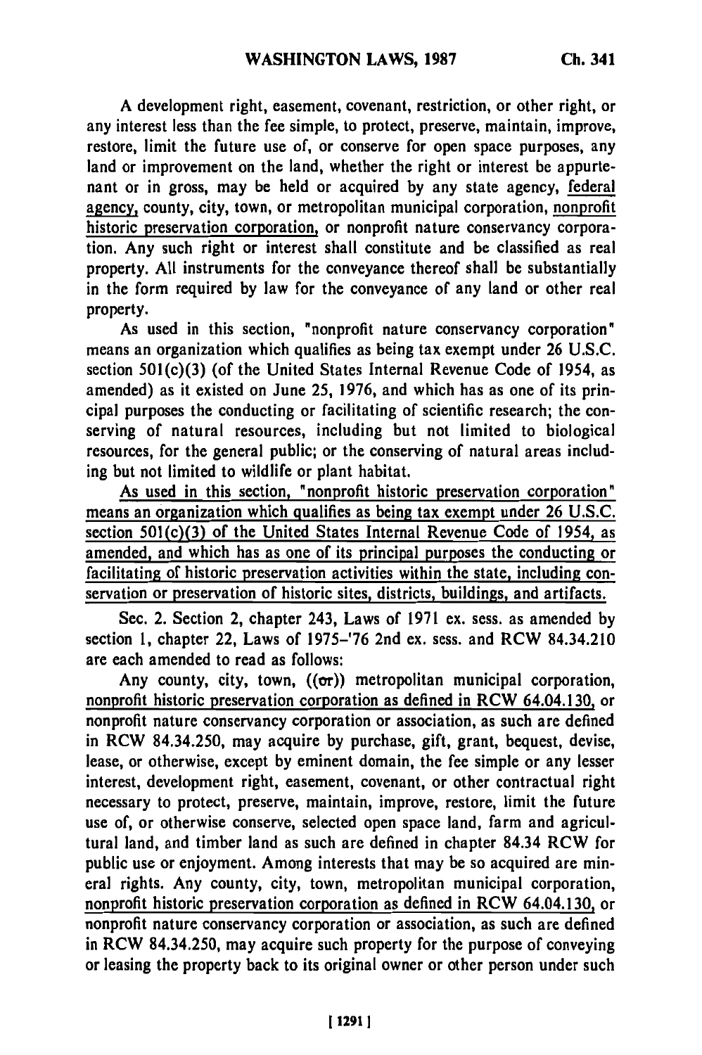A development right, easement, covenant, restriction, or other right, or any interest less than the fee simple, to protect, preserve, maintain, improve, restore, limit the future use of, or conserve for open space purposes, any land or improvement on the land, whether the right or interest be appurtenant or in gross, may be held or acquired by any state agency, federal agency, county, city, town, or metropolitan municipal corporation, nonprofit historic preservation corporation, or nonprofit nature conservancy corporation. Any such right or interest shall constitute and be classified as real property. All instruments for the conveyance thereof shall be substantially in the form required by law for the conveyance of any land or other real property.

As used in this section, "nonprofit nature conservancy corporation" means an organization which qualifies as being tax exempt under 26 U.S.C. section 501(c)(3) (of the United States Internal Revenue Code of 1954, as amended) as it existed on June 25, 1976, and which has as one of its principal purposes the conducting or facilitating of scientific research; the conserving of natural resources, including but not limited to biological resources, for the general public; or the conserving of natural areas including but not limited to wildlife or plant habitat.

As used in this section, "nonprofit historic preservation corporation" means an organization which qualifies as being tax exempt under 26 U.S.C. section 501(c)(3) of the United States Internal Revenue Code of 1954, as amended, and which has as one of its principal purposes the conducting or facilitating of historic preservation activities within the state, including conservation or preservation of historic sites, districts, buildings, and artifacts.

Sec. 2. Section 2, chapter 243, Laws of 1971 ex. sess. as amended by section 1, chapter 22, Laws of 1975–'76 2nd ex. sess. and RCW 84.34.210 are each amended to read as follows:

Any county, city, town, ((~~or~~)) metropolitan municipal corporation, nonprofit historic preservation corporation as defined in RCW 64.04.130, or nonprofit nature conservancy corporation or association, as such are defined in RCW 84.34.250, may acquire by purchase, gift, grant, bequest, devise, lease, or otherwise, except by eminent domain, the fee simple or any lesser interest, development right, easement, covenant, or other contractual right necessary to protect, preserve, maintain, improve, restore, limit the future use of, or otherwise conserve, selected open space land, farm and agricultural land, and timber land as such are defined in chapter 84.34 RCW for public use or enjoyment. Among interests that may be so acquired are mineral rights. Any county, city, town, metropolitan municipal corporation, nonprofit historic preservation corporation as defined in RCW 64.04.130, or nonprofit nature conservancy corporation or association, as such are defined in RCW 84.34.250, may acquire such property for the purpose of conveying or leasing the property back to its original owner or other person under such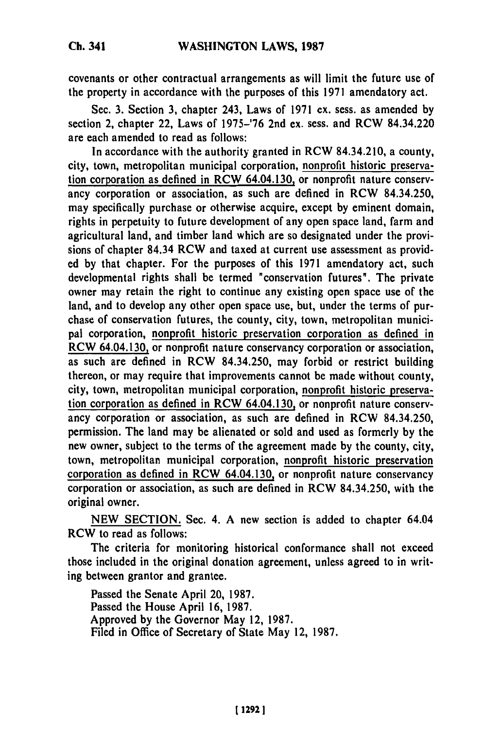covenants or other contractual arrangements as will limit the future use of the property in accordance with the purposes of this 1971 amendatory act.

Sec. 3. Section 3, chapter 243, Laws of 1971 ex. sess. as amended by section 2, chapter 22, Laws of 1975-'76 2nd ex. sess. and RCW 84.34.220 are each amended to read as follows:

In accordance with the authority granted in RCW 84.34.210, a county, city, town, metropolitan municipal corporation, nonprofit historic preservation corporation as defined in RCW 64.04.130, or nonprofit nature conservancy corporation or association, as such are defined in RCW 84.34.250, may specifically purchase or otherwise acquire, except by eminent domain, rights in perpetuity to future development of any open space land, farm and agricultural land, and timber land which are so designated under the provisions of chapter 84.34 RCW and taxed at current use assessment as provided by that chapter. For the purposes of this 1971 amendatory act, such developmental rights shall be termed "conservation futures". The private owner may retain the right to continue any existing open space use of the land, and to develop any other open space use, but, under the terms of purchase of conservation futures, the county, city, town, metropolitan municipal corporation, nonprofit historic preservation corporation as defined in RCW 64.04.130, or nonprofit nature conservancy corporation or association, as such are defined in RCW 84.34.250, may forbid or restrict building thereon, or may require that improvements cannot be made without county, city, town, metropolitan municipal corporation, nonprofit historic preservation corporation as defined in RCW 64.04.130, or nonprofit nature conservancy corporation or association, as such are defined in RCW 84.34.250, permission. The land may be alienated or sold and used as formerly by the new owner, subject to the terms of the agreement made by the county, city, town, metropolitan municipal corporation, nonprofit historic preservation corporation as defined in RCW 64.04.130, or nonprofit nature conservancy corporation or association, as such are defined in RCW 84.34.250, with the original owner.

NEW SECTION. Sec. 4. A new section is added to chapter 64.04 RCW to read as follows:

The criteria for monitoring historical conformance shall not exceed those included in the original donation agreement, unless agreed to in writing between grantor and grantee.

Passed the Senate April 20, 1987.
Passed the House April 16, 1987.
Approved by the Governor May 12, 1987.
Filed in Office of Secretary of State May 12, 1987.